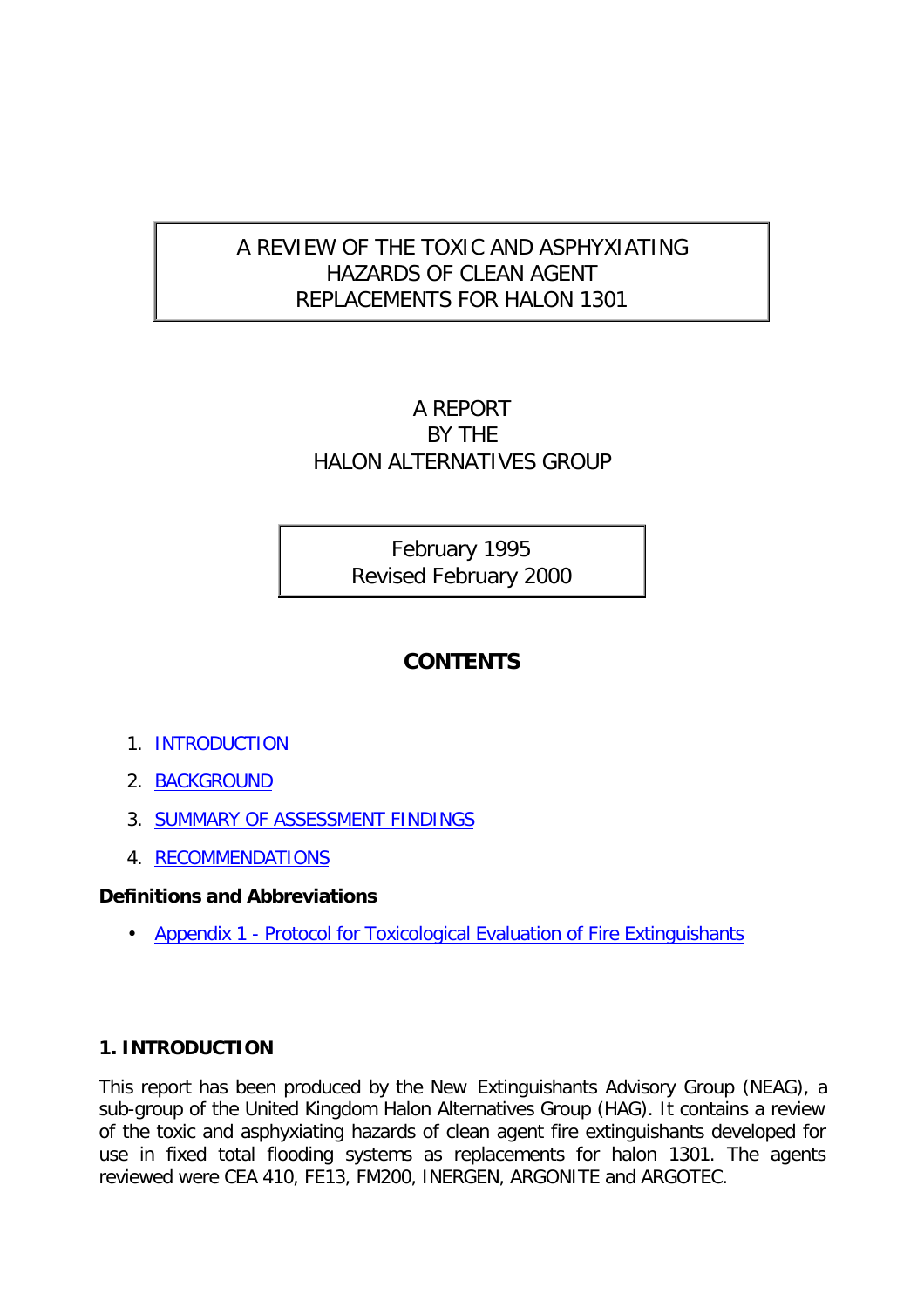# A REVIEW OF THE TOXIC AND ASPHYXIATING HAZARDS OF CLEAN AGENT REPLACEMENTS FOR HALON 1301

A REPORT
BY THE
HALON ALTERNATIVES GROUP

February 1995
Revised February 2000

## CONTENTS

1. INTRODUCTION
2. BACKGROUND
3. SUMMARY OF ASSESSMENT FINDINGS
4. RECOMMENDATIONS

**Definitions and Abbreviations**

- Appendix 1 - Protocol for Toxicological Evaluation of Fire Extinguishants

## 1. INTRODUCTION

This report has been produced by the New Extinguishants Advisory Group (NEAG), a sub-group of the United Kingdom Halon Alternatives Group (HAG). It contains a review of the toxic and asphyxiating hazards of clean agent fire extinguishants developed for use in fixed total flooding systems as replacements for halon 1301. The agents reviewed were CEA 410, FE13, FM200, INERGEN, ARGONITE and ARGOTEC.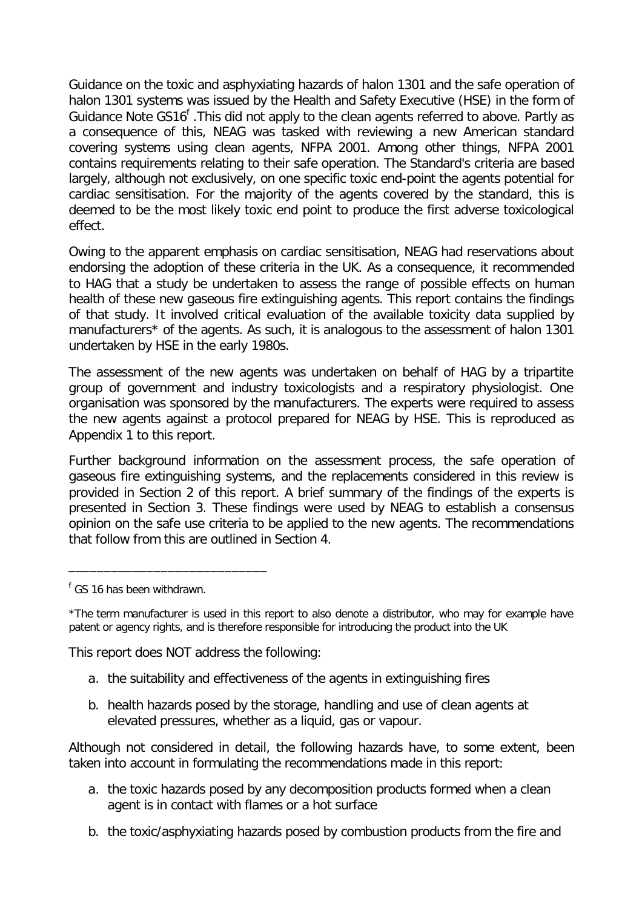Guidance on the toxic and asphyxiating hazards of halon 1301 and the safe operation of halon 1301 systems was issued by the Health and Safety Executive (HSE) in the form of Guidance Note GS16[f] .This did not apply to the clean agents referred to above. Partly as a consequence of this, NEAG was tasked with reviewing a new American standard covering systems using clean agents, NFPA 2001. Among other things, NFPA 2001 contains requirements relating to their safe operation. The Standard's criteria are based largely, although not exclusively, on one specific toxic end-point the agents potential for cardiac sensitisation. For the majority of the agents covered by the standard, this is deemed to be the most likely toxic end point to produce the first adverse toxicological effect.

Owing to the apparent emphasis on cardiac sensitisation, NEAG had reservations about endorsing the adoption of these criteria in the UK. As a consequence, it recommended to HAG that a study be undertaken to assess the range of possible effects on human health of these new gaseous fire extinguishing agents. This report contains the findings of that study. It involved critical evaluation of the available toxicity data supplied by manufacturers* of the agents. As such, it is analogous to the assessment of halon 1301 undertaken by HSE in the early 1980s.

The assessment of the new agents was undertaken on behalf of HAG by a tripartite group of government and industry toxicologists and a respiratory physiologist. One organisation was sponsored by the manufacturers. The experts were required to assess the new agents against a protocol prepared for NEAG by HSE. This is reproduced as Appendix 1 to this report.

Further background information on the assessment process, the safe operation of gaseous fire extinguishing systems, and the replacements considered in this review is provided in Section 2 of this report. A brief summary of the findings of the experts is presented in Section 3. These findings were used by NEAG to establish a consensus opinion on the safe use criteria to be applied to the new agents. The recommendations that follow from this are outlined in Section 4.

---

[f] GS 16 has been withdrawn.

*The term manufacturer is used in this report to also denote a distributor, who may for example have patent or agency rights, and is therefore responsible for introducing the product into the UK

This report does NOT address the following:

a. the suitability and effectiveness of the agents in extinguishing fires

b. health hazards posed by the storage, handling and use of clean agents at elevated pressures, whether as a liquid, gas or vapour.

Although not considered in detail, the following hazards have, to some extent, been taken into account in formulating the recommendations made in this report:

a. the toxic hazards posed by any decomposition products formed when a clean agent is in contact with flames or a hot surface

b. the toxic/asphyxiating hazards posed by combustion products from the fire and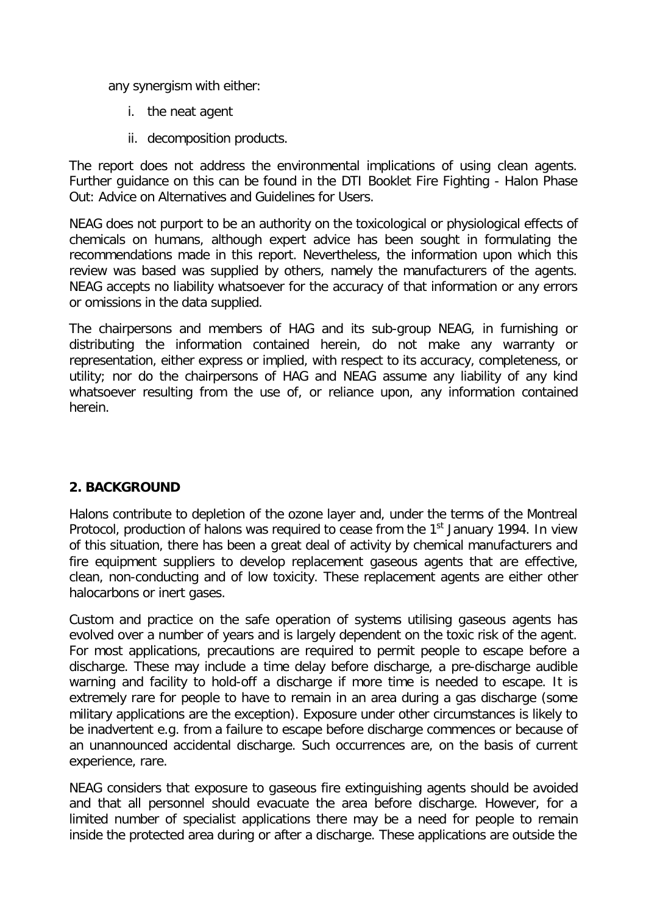any synergism with either:

i. the neat agent

ii. decomposition products.

The report does not address the environmental implications of using clean agents. Further guidance on this can be found in the DTI Booklet Fire Fighting - Halon Phase Out: Advice on Alternatives and Guidelines for Users.

NEAG does not purport to be an authority on the toxicological or physiological effects of chemicals on humans, although expert advice has been sought in formulating the recommendations made in this report. Nevertheless, the information upon which this review was based was supplied by others, namely the manufacturers of the agents. NEAG accepts no liability whatsoever for the accuracy of that information or any errors or omissions in the data supplied.

The chairpersons and members of HAG and its sub-group NEAG, in furnishing or distributing the information contained herein, do not make any warranty or representation, either express or implied, with respect to its accuracy, completeness, or utility; nor do the chairpersons of HAG and NEAG assume any liability of any kind whatsoever resulting from the use of, or reliance upon, any information contained herein.

## 2. BACKGROUND

Halons contribute to depletion of the ozone layer and, under the terms of the Montreal Protocol, production of halons was required to cease from the 1st January 1994. In view of this situation, there has been a great deal of activity by chemical manufacturers and fire equipment suppliers to develop replacement gaseous agents that are effective, clean, non-conducting and of low toxicity. These replacement agents are either other halocarbons or inert gases.

Custom and practice on the safe operation of systems utilising gaseous agents has evolved over a number of years and is largely dependent on the toxic risk of the agent. For most applications, precautions are required to permit people to escape before a discharge. These may include a time delay before discharge, a pre-discharge audible warning and facility to hold-off a discharge if more time is needed to escape. It is extremely rare for people to have to remain in an area during a gas discharge (some military applications are the exception). Exposure under other circumstances is likely to be inadvertent e.g. from a failure to escape before discharge commences or because of an unannounced accidental discharge. Such occurrences are, on the basis of current experience, rare.

NEAG considers that exposure to gaseous fire extinguishing agents should be avoided and that all personnel should evacuate the area before discharge. However, for a limited number of specialist applications there may be a need for people to remain inside the protected area during or after a discharge. These applications are outside the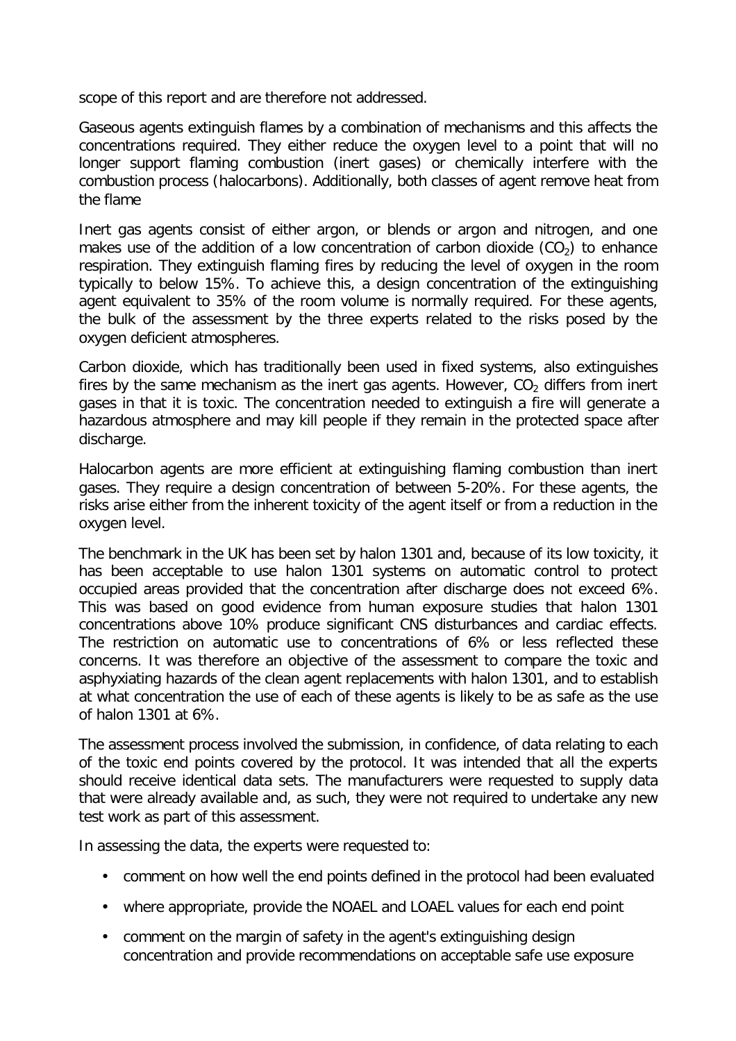scope of this report and are therefore not addressed.

Gaseous agents extinguish flames by a combination of mechanisms and this affects the concentrations required. They either reduce the oxygen level to a point that will no longer support flaming combustion (inert gases) or chemically interfere with the combustion process (halocarbons). Additionally, both classes of agent remove heat from the flame

Inert gas agents consist of either argon, or blends or argon and nitrogen, and one makes use of the addition of a low concentration of carbon dioxide ($CO_2$) to enhance respiration. They extinguish flaming fires by reducing the level of oxygen in the room typically to below 15%. To achieve this, a design concentration of the extinguishing agent equivalent to 35% of the room volume is normally required. For these agents, the bulk of the assessment by the three experts related to the risks posed by the oxygen deficient atmospheres.

Carbon dioxide, which has traditionally been used in fixed systems, also extinguishes fires by the same mechanism as the inert gas agents. However, $CO_2$ differs from inert gases in that it is toxic. The concentration needed to extinguish a fire will generate a hazardous atmosphere and may kill people if they remain in the protected space after discharge.

Halocarbon agents are more efficient at extinguishing flaming combustion than inert gases. They require a design concentration of between 5-20%. For these agents, the risks arise either from the inherent toxicity of the agent itself or from a reduction in the oxygen level.

The benchmark in the UK has been set by halon 1301 and, because of its low toxicity, it has been acceptable to use halon 1301 systems on automatic control to protect occupied areas provided that the concentration after discharge does not exceed 6%. This was based on good evidence from human exposure studies that halon 1301 concentrations above 10% produce significant CNS disturbances and cardiac effects. The restriction on automatic use to concentrations of 6% or less reflected these concerns. It was therefore an objective of the assessment to compare the toxic and asphyxiating hazards of the clean agent replacements with halon 1301, and to establish at what concentration the use of each of these agents is likely to be as safe as the use of halon 1301 at 6%.

The assessment process involved the submission, in confidence, of data relating to each of the toxic end points covered by the protocol. It was intended that all the experts should receive identical data sets. The manufacturers were requested to supply data that were already available and, as such, they were not required to undertake any new test work as part of this assessment.

In assessing the data, the experts were requested to:

- comment on how well the end points defined in the protocol had been evaluated
- where appropriate, provide the NOAEL and LOAEL values for each end point
- comment on the margin of safety in the agent's extinguishing design concentration and provide recommendations on acceptable safe use exposure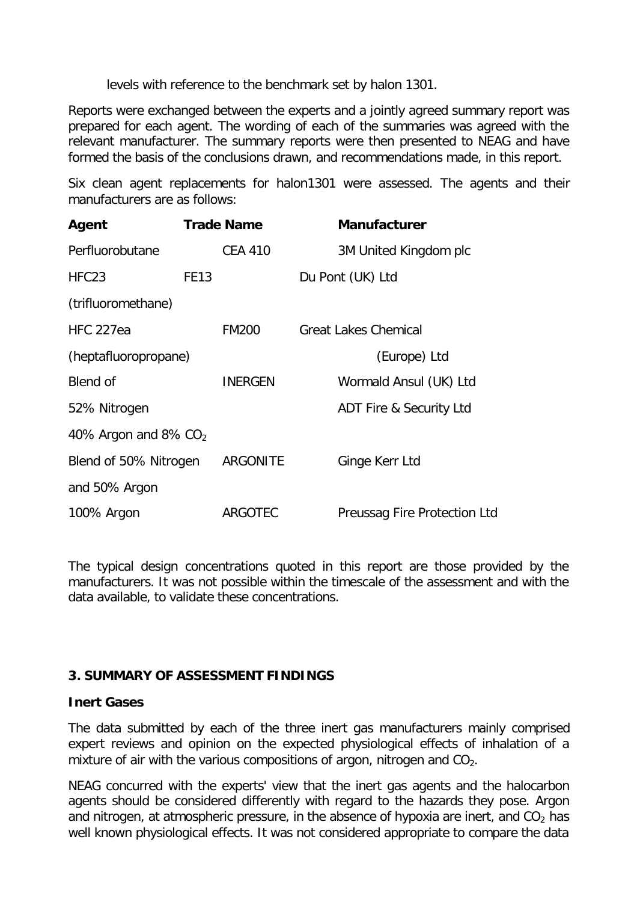levels with reference to the benchmark set by halon 1301.

Reports were exchanged between the experts and a jointly agreed summary report was prepared for each agent. The wording of each of the summaries was agreed with the relevant manufacturer. The summary reports were then presented to NEAG and have formed the basis of the conclusions drawn, and recommendations made, in this report.

Six clean agent replacements for halon1301 were assessed. The agents and their manufacturers are as follows:

| Agent | Trade Name | Manufacturer |
|---|---|---|
| Perfluorobutane | CEA 410 | 3M United Kingdom plc |
| HFC23 (trifluoromethane) | FE13 | Du Pont (UK) Ltd |
| HFC 227ea (heptafluoropropane) | FM200 | Great Lakes Chemical (Europe) Ltd |
| Blend of 52% Nitrogen 40% Argon and 8% $CO_2$ | INERGEN | Wormald Ansul (UK) Ltd<br>ADT Fire & Security Ltd |
| Blend of 50% Nitrogen and 50% Argon | ARGONITE | Ginge Kerr Ltd |
| 100% Argon | ARGOTEC | Preussag Fire Protection Ltd |

The typical design concentrations quoted in this report are those provided by the manufacturers. It was not possible within the timescale of the assessment and with the data available, to validate these concentrations.

## 3. SUMMARY OF ASSESSMENT FINDINGS

### Inert Gases

The data submitted by each of the three inert gas manufacturers mainly comprised expert reviews and opinion on the expected physiological effects of inhalation of a mixture of air with the various compositions of argon, nitrogen and $CO_2$.

NEAG concurred with the experts' view that the inert gas agents and the halocarbon agents should be considered differently with regard to the hazards they pose. Argon and nitrogen, at atmospheric pressure, in the absence of hypoxia are inert, and $CO_2$ has well known physiological effects. It was not considered appropriate to compare the data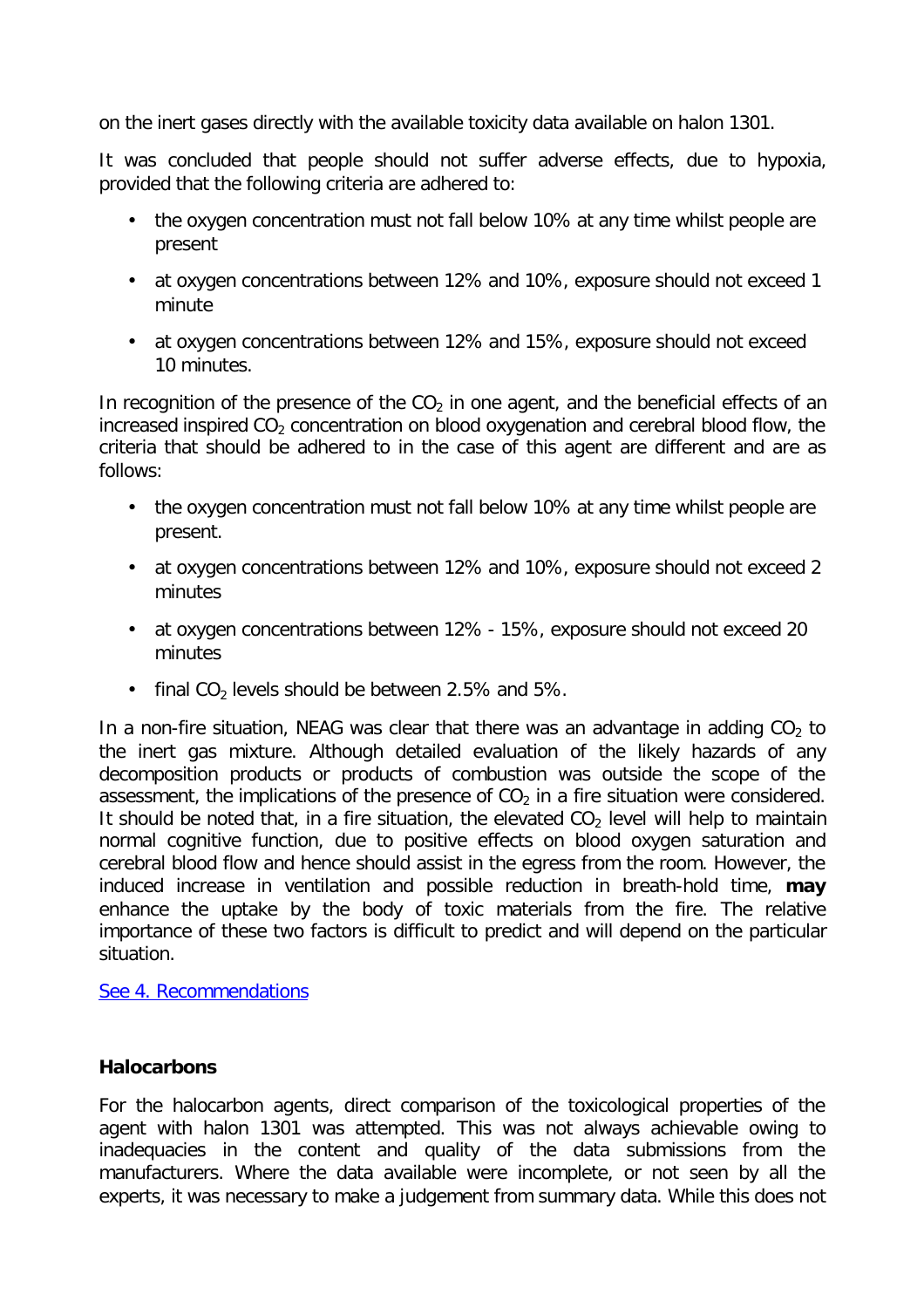on the inert gases directly with the available toxicity data available on halon 1301.

It was concluded that people should not suffer adverse effects, due to hypoxia, provided that the following criteria are adhered to:

- the oxygen concentration must not fall below 10% at any time whilst people are present
- at oxygen concentrations between 12% and 10%, exposure should not exceed 1 minute
- at oxygen concentrations between 12% and 15%, exposure should not exceed 10 minutes.

In recognition of the presence of the $CO_2$ in one agent, and the beneficial effects of an increased inspired $CO_2$ concentration on blood oxygenation and cerebral blood flow, the criteria that should be adhered to in the case of this agent are different and are as follows:

- the oxygen concentration must not fall below 10% at any time whilst people are present.
- at oxygen concentrations between 12% and 10%, exposure should not exceed 2 minutes
- at oxygen concentrations between 12% - 15%, exposure should not exceed 20 minutes
- final $CO_2$ levels should be between 2.5% and 5%.

In a non-fire situation, NEAG was clear that there was an advantage in adding $CO_2$ to the inert gas mixture. Although detailed evaluation of the likely hazards of any decomposition products or products of combustion was outside the scope of the assessment, the implications of the presence of $CO_2$ in a fire situation were considered. It should be noted that, in a fire situation, the elevated $CO_2$ level will help to maintain normal cognitive function, due to positive effects on blood oxygen saturation and cerebral blood flow and hence should assist in the egress from the room. However, the induced increase in ventilation and possible reduction in breath-hold time, **may** enhance the uptake by the body of toxic materials from the fire. The relative importance of these two factors is difficult to predict and will depend on the particular situation.

See 4. Recommendations

### Halocarbons

For the halocarbon agents, direct comparison of the toxicological properties of the agent with halon 1301 was attempted. This was not always achievable owing to inadequacies in the content and quality of the data submissions from the manufacturers. Where the data available were incomplete, or not seen by all the experts, it was necessary to make a judgement from summary data. While this does not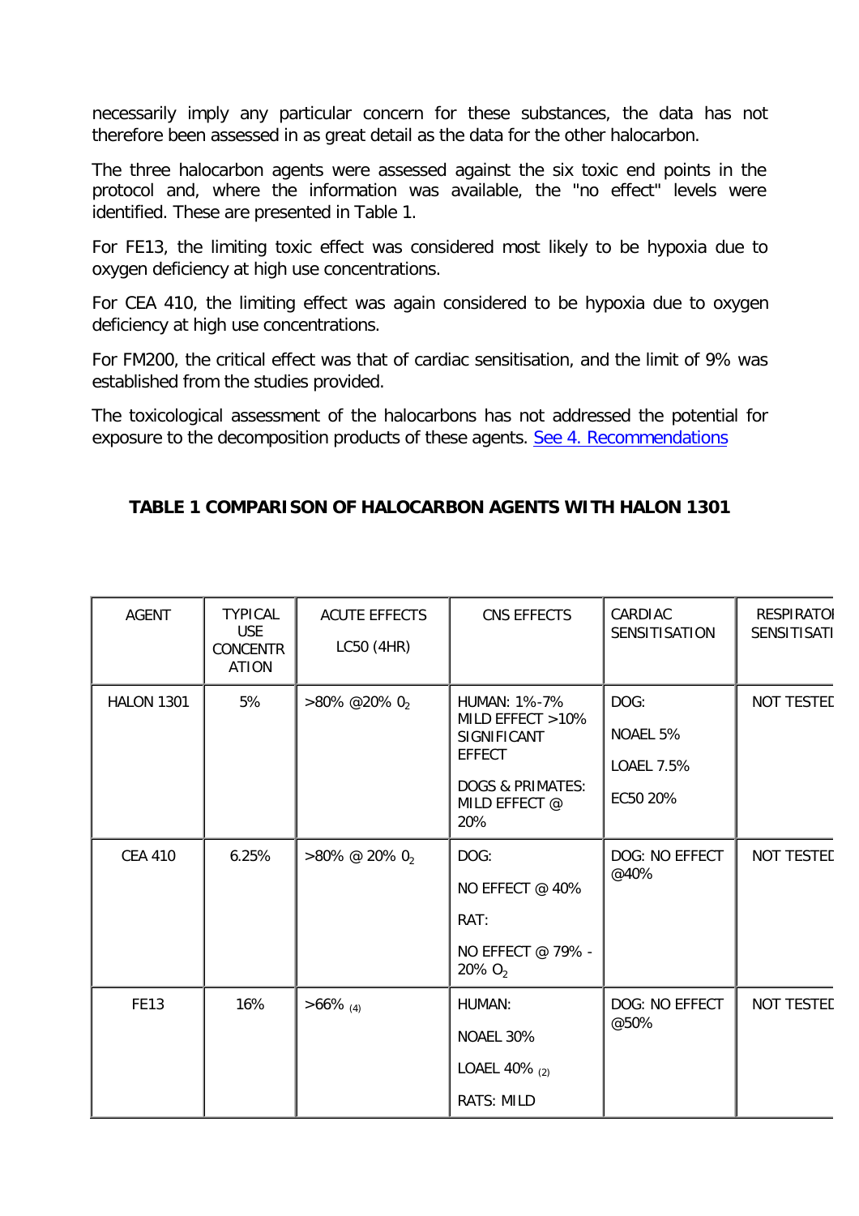necessarily imply any particular concern for these substances, the data has not therefore been assessed in as great detail as the data for the other halocarbon.

The three halocarbon agents were assessed against the six toxic end points in the protocol and, where the information was available, the "no effect" levels were identified. These are presented in Table 1.

For FE13, the limiting toxic effect was considered most likely to be hypoxia due to oxygen deficiency at high use concentrations.

For CEA 410, the limiting effect was again considered to be hypoxia due to oxygen deficiency at high use concentrations.

For FM200, the critical effect was that of cardiac sensitisation, and the limit of 9% was established from the studies provided.

The toxicological assessment of the halocarbons has not addressed the potential for exposure to the decomposition products of these agents. [See 4. Recommendations]

**TABLE 1 COMPARISON OF HALOCARBON AGENTS WITH HALON 1301**

| AGENT | TYPICAL USE CONCENTRATION | ACUTE EFFECTS LC50 (4HR) | CNS EFFECTS | CARDIAC SENSITISATION | RESPIRATORY SENSITISATI |
|---|---|---|---|---|---|
| HALON 1301 | 5% | >80% @20% $0_2$ | HUMAN: 1%-7% MILD EFFECT >10% SIGNIFICANT EFFECT<br>DOGS & PRIMATES: MILD EFFECT @ 20% | DOG:<br>NOAEL 5%<br>LOAEL 7.5%<br>EC50 20% | NOT TESTED |
| CEA 410 | 6.25% | >80% @ 20% $0_2$ | DOG:<br>NO EFFECT @ 40%<br>RAT:<br>NO EFFECT @ 79% - 20% $O_2$ | DOG: NO EFFECT @40% | NOT TESTED |
| FE13 | 16% | >66% (4) | HUMAN:<br>NOAEL 30%<br>LOAEL 40% (2)<br>RATS: MILD | DOG: NO EFFECT @50% | NOT TESTED |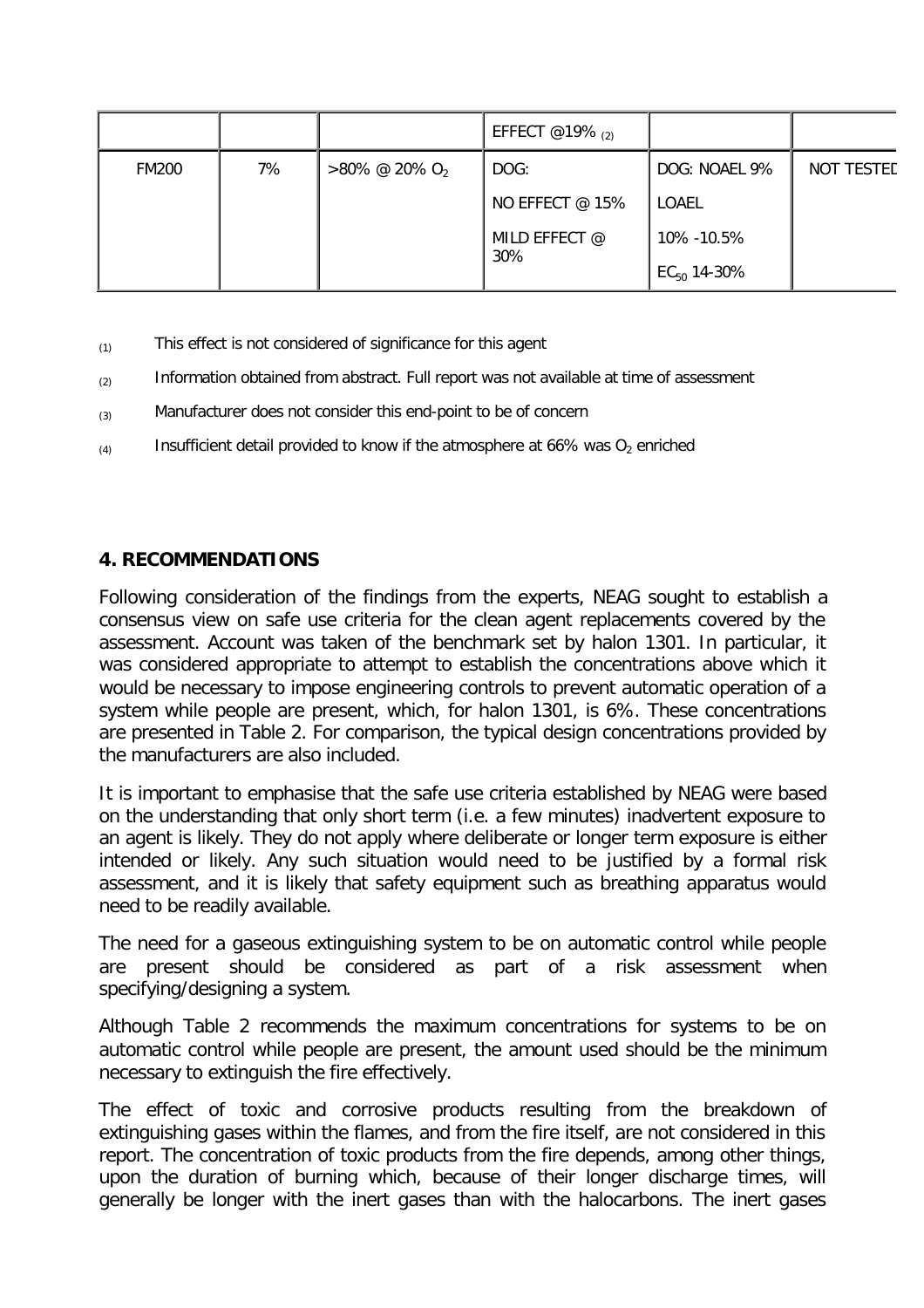| | | | EFFECT @19% (2) | | |
|---|---|---|---|---|---|
| FM200 | 7% | >80% @ 20% $O_2$ | DOG:<br>NO EFFECT @ 15%<br>MILD EFFECT @ 30% | DOG: NOAEL 9%<br>LOAEL<br>10% -10.5%<br>$EC_{50}$ 14-30% | NOT TESTED |

(1) This effect is not considered of significance for this agent

(2) Information obtained from abstract. Full report was not available at time of assessment

(3) Manufacturer does not consider this end-point to be of concern

(4) Insufficient detail provided to know if the atmosphere at 66% was $O_2$ enriched

## 4. RECOMMENDATIONS

Following consideration of the findings from the experts, NEAG sought to establish a consensus view on safe use criteria for the clean agent replacements covered by the assessment. Account was taken of the benchmark set by halon 1301. In particular, it was considered appropriate to attempt to establish the concentrations above which it would be necessary to impose engineering controls to prevent automatic operation of a system while people are present, which, for halon 1301, is 6%. These concentrations are presented in Table 2. For comparison, the typical design concentrations provided by the manufacturers are also included.

It is important to emphasise that the safe use criteria established by NEAG were based on the understanding that only short term (i.e. a few minutes) inadvertent exposure to an agent is likely. They do not apply where deliberate or longer term exposure is either intended or likely. Any such situation would need to be justified by a formal risk assessment, and it is likely that safety equipment such as breathing apparatus would need to be readily available.

The need for a gaseous extinguishing system to be on automatic control while people are present should be considered as part of a risk assessment when specifying/designing a system.

Although Table 2 recommends the maximum concentrations for systems to be on automatic control while people are present, the amount used should be the minimum necessary to extinguish the fire effectively.

The effect of toxic and corrosive products resulting from the breakdown of extinguishing gases within the flames, and from the fire itself, are not considered in this report. The concentration of toxic products from the fire depends, among other things, upon the duration of burning which, because of their longer discharge times, will generally be longer with the inert gases than with the halocarbons. The inert gases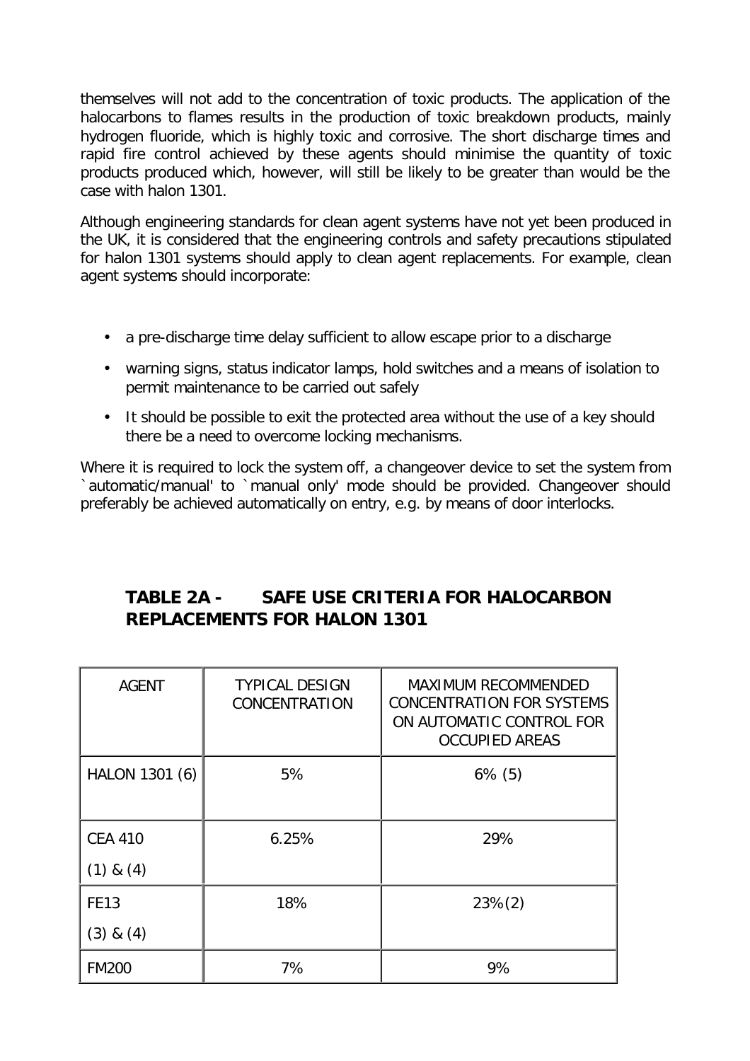themselves will not add to the concentration of toxic products. The application of the halocarbons to flames results in the production of toxic breakdown products, mainly hydrogen fluoride, which is highly toxic and corrosive. The short discharge times and rapid fire control achieved by these agents should minimise the quantity of toxic products produced which, however, will still be likely to be greater than would be the case with halon 1301.

Although engineering standards for clean agent systems have not yet been produced in the UK, it is considered that the engineering controls and safety precautions stipulated for halon 1301 systems should apply to clean agent replacements. For example, clean agent systems should incorporate:

- a pre-discharge time delay sufficient to allow escape prior to a discharge
- warning signs, status indicator lamps, hold switches and a means of isolation to permit maintenance to be carried out safely
- It should be possible to exit the protected area without the use of a key should there be a need to overcome locking mechanisms.

Where it is required to lock the system off, a changeover device to set the system from `automatic/manual' to `manual only' mode should be provided. Changeover should preferably be achieved automatically on entry, e.g. by means of door interlocks.

## TABLE 2A - SAFE USE CRITERIA FOR HALOCARBON REPLACEMENTS FOR HALON 1301

| AGENT | TYPICAL DESIGN CONCENTRATION | MAXIMUM RECOMMENDED CONCENTRATION FOR SYSTEMS ON AUTOMATIC CONTROL FOR OCCUPIED AREAS |
|---|---|---|
| HALON 1301 (6) | 5% | 6% (5) |
| CEA 410 (1) & (4) | 6.25% | 29% |
| FE13 (3) & (4) | 18% | 23%(2) |
| FM200 | 7% | 9% |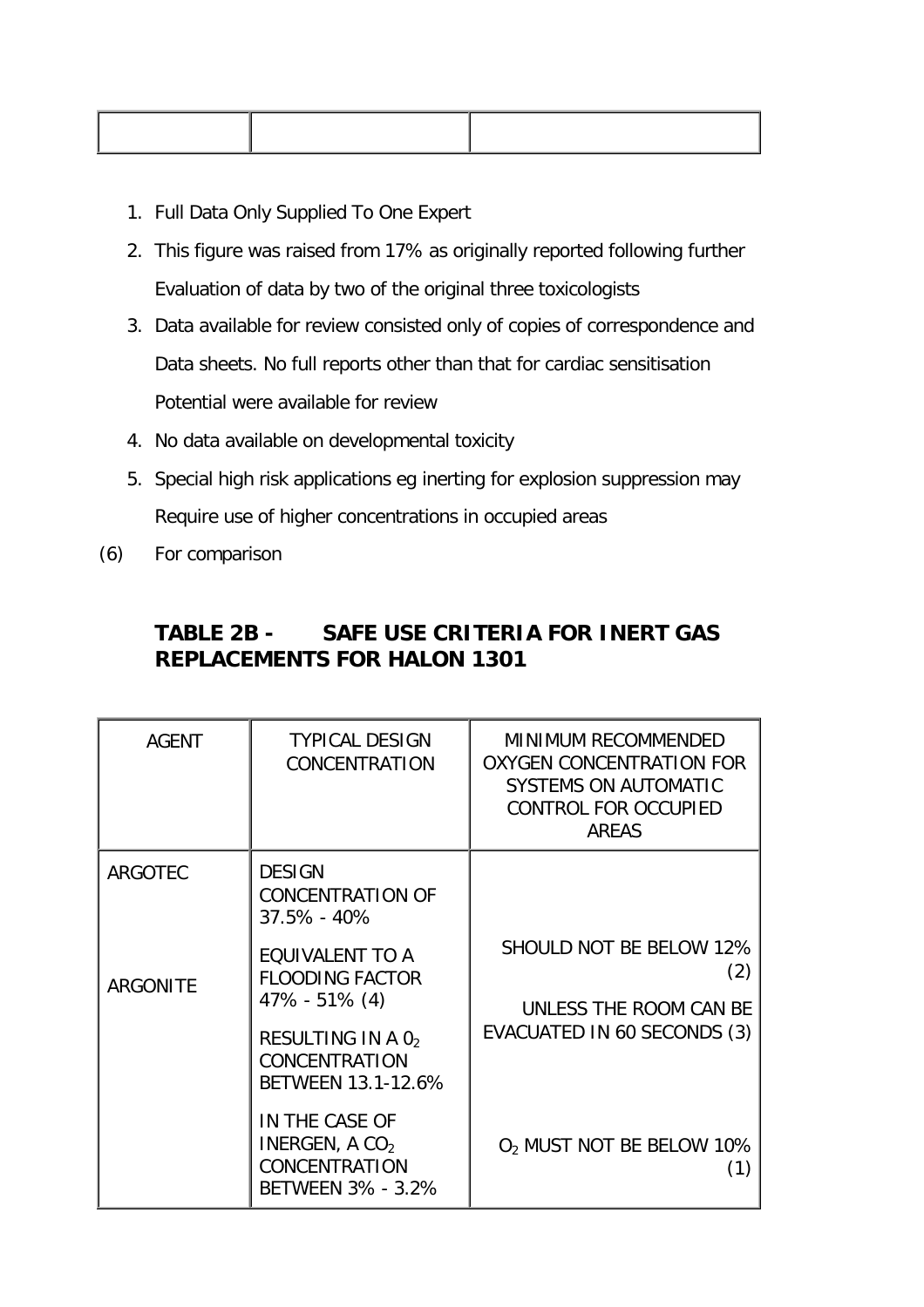| | | |
|---|---|---|
| | | |

1. Full Data Only Supplied To One Expert
2. This figure was raised from 17% as originally reported following further Evaluation of data by two of the original three toxicologists
3. Data available for review consisted only of copies of correspondence and Data sheets. No full reports other than that for cardiac sensitisation Potential were available for review
4. No data available on developmental toxicity
5. Special high risk applications eg inerting for explosion suppression may Require use of higher concentrations in occupied areas

(6) For comparison

## TABLE 2B - SAFE USE CRITERIA FOR INERT GAS REPLACEMENTS FOR HALON 1301

| AGENT | TYPICAL DESIGN CONCENTRATION | MINIMUM RECOMMENDED OXYGEN CONCENTRATION FOR SYSTEMS ON AUTOMATIC CONTROL FOR OCCUPIED AREAS |
|---|---|---|
| ARGOTEC<br><br>ARGONITE | DESIGN CONCENTRATION OF 37.5% - 40%<br><br>EQUIVALENT TO A FLOODING FACTOR 47% - 51% (4)<br><br>RESULTING IN A $0_2$ CONCENTRATION BETWEEN 13.1-12.6%<br><br>IN THE CASE OF INERGEN, A $CO_2$ CONCENTRATION BETWEEN 3% - 3.2% | SHOULD NOT BE BELOW 12% (2)<br><br>UNLESS THE ROOM CAN BE EVACUATED IN 60 SECONDS (3)<br><br>$O_2$ MUST NOT BE BELOW 10% (1) |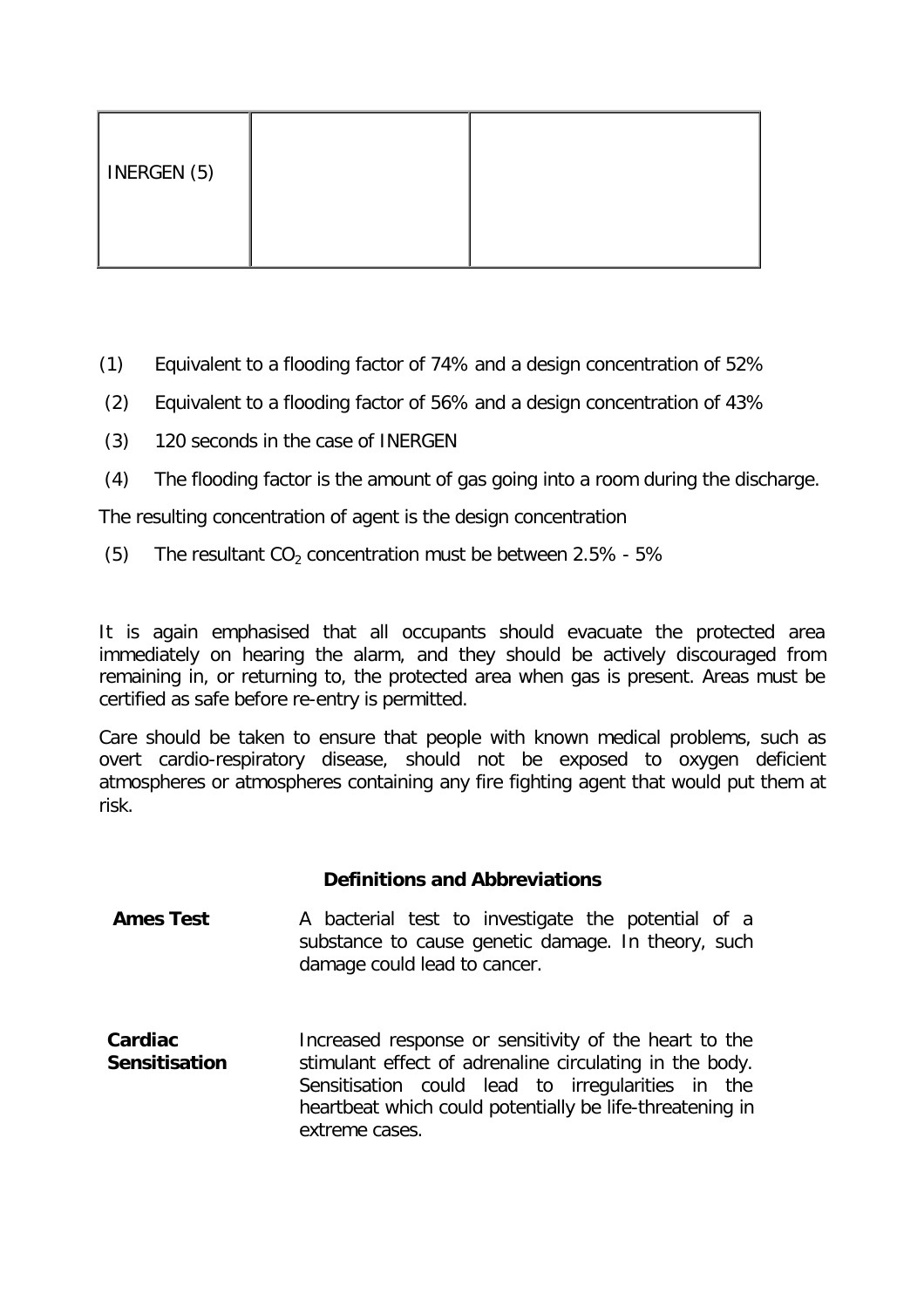| INERGEN (5) | | |
|---|---|---|

(1) Equivalent to a flooding factor of 74% and a design concentration of 52%

(2) Equivalent to a flooding factor of 56% and a design concentration of 43%

(3) 120 seconds in the case of INERGEN

(4) The flooding factor is the amount of gas going into a room during the discharge.

The resulting concentration of agent is the design concentration

(5) The resultant $CO_2$ concentration must be between 2.5% - 5%

It is again emphasised that all occupants should evacuate the protected area immediately on hearing the alarm, and they should be actively discouraged from remaining in, or returning to, the protected area when gas is present. Areas must be certified as safe before re-entry is permitted.

Care should be taken to ensure that people with known medical problems, such as overt cardio-respiratory disease, should not be exposed to oxygen deficient atmospheres or atmospheres containing any fire fighting agent that would put them at risk.

## Definitions and Abbreviations

**Ames Test** A bacterial test to investigate the potential of a substance to cause genetic damage. In theory, such damage could lead to cancer.

**Cardiac Sensitisation** Increased response or sensitivity of the heart to the stimulant effect of adrenaline circulating in the body. Sensitisation could lead to irregularities in the heartbeat which could potentially be life-threatening in extreme cases.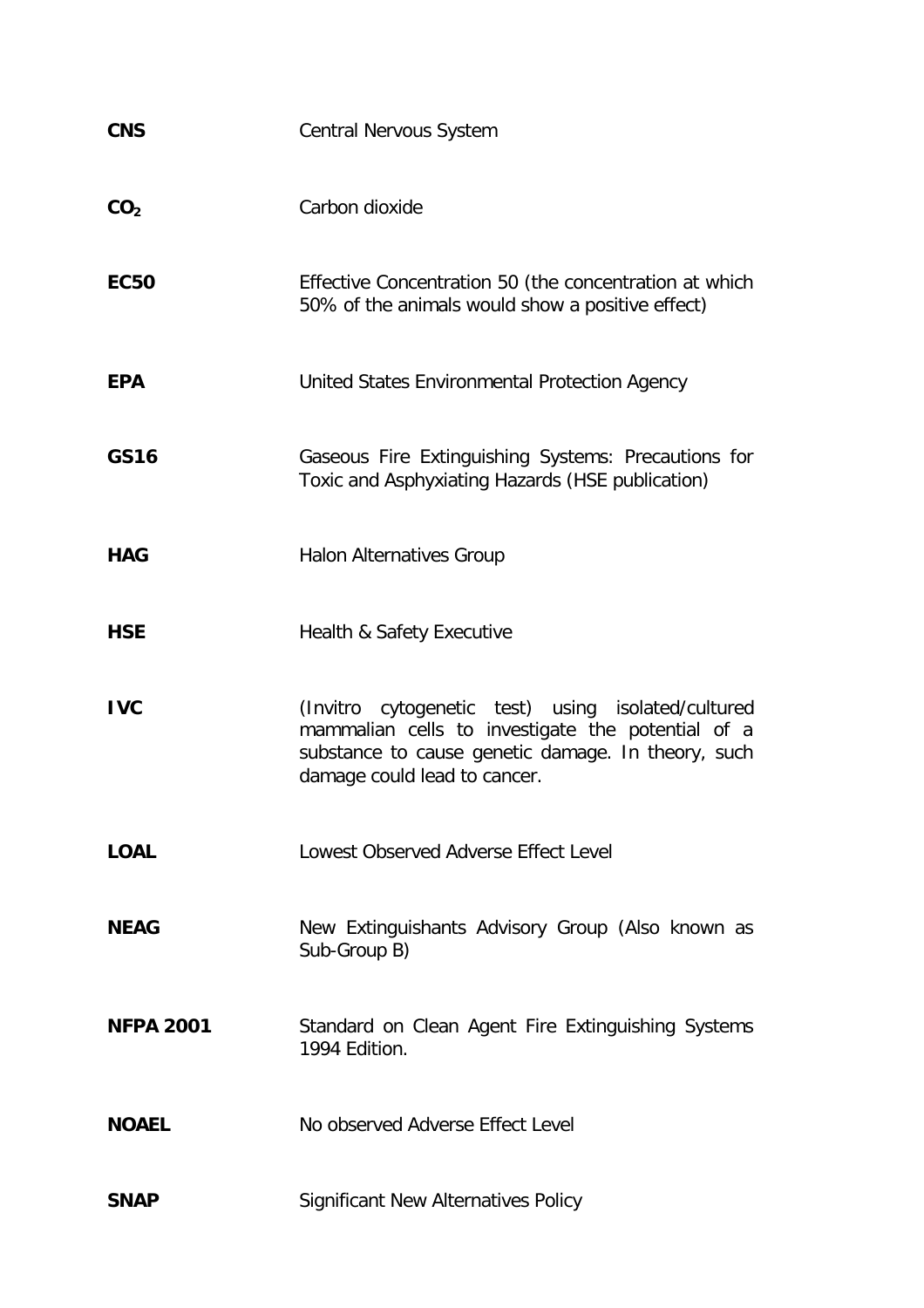| | |
|---|---|
| **CNS** | Central Nervous System |
| **$CO_2$** | Carbon dioxide |
| **EC50** | Effective Concentration 50 (the concentration at which 50% of the animals would show a positive effect) |
| **EPA** | United States Environmental Protection Agency |
| **GS16** | Gaseous Fire Extinguishing Systems: Precautions for Toxic and Asphyxiating Hazards (HSE publication) |
| **HAG** | Halon Alternatives Group |
| **HSE** | Health & Safety Executive |
| **IVC** | (Invitro cytogenetic test) using isolated/cultured mammalian cells to investigate the potential of a substance to cause genetic damage. In theory, such damage could lead to cancer. |
| **LOAL** | Lowest Observed Adverse Effect Level |
| **NEAG** | New Extinguishants Advisory Group (Also known as Sub-Group B) |
| **NFPA 2001** | Standard on Clean Agent Fire Extinguishing Systems 1994 Edition. |
| **NOAEL** | No observed Adverse Effect Level |
| **SNAP** | Significant New Alternatives Policy |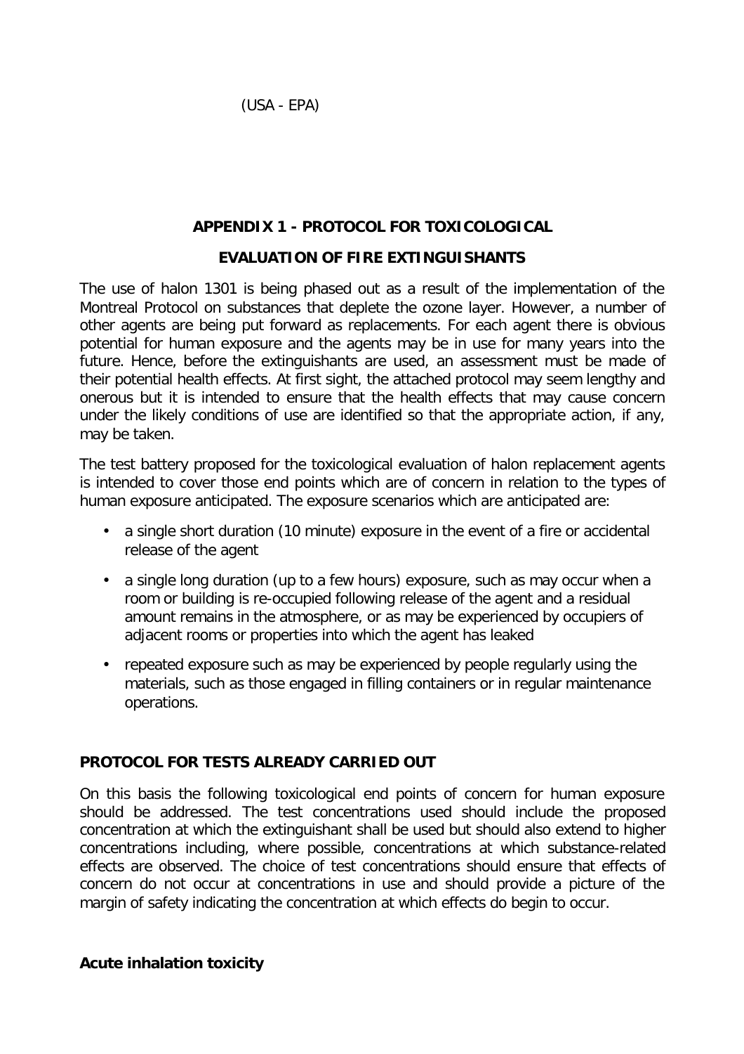(USA - EPA)

## APPENDIX 1 - PROTOCOL FOR TOXICOLOGICAL EVALUATION OF FIRE EXTINGUISHANTS

The use of halon 1301 is being phased out as a result of the implementation of the Montreal Protocol on substances that deplete the ozone layer. However, a number of other agents are being put forward as replacements. For each agent there is obvious potential for human exposure and the agents may be in use for many years into the future. Hence, before the extinguishants are used, an assessment must be made of their potential health effects. At first sight, the attached protocol may seem lengthy and onerous but it is intended to ensure that the health effects that may cause concern under the likely conditions of use are identified so that the appropriate action, if any, may be taken.

The test battery proposed for the toxicological evaluation of halon replacement agents is intended to cover those end points which are of concern in relation to the types of human exposure anticipated. The exposure scenarios which are anticipated are:

- a single short duration (10 minute) exposure in the event of a fire or accidental release of the agent
- a single long duration (up to a few hours) exposure, such as may occur when a room or building is re-occupied following release of the agent and a residual amount remains in the atmosphere, or as may be experienced by occupiers of adjacent rooms or properties into which the agent has leaked
- repeated exposure such as may be experienced by people regularly using the materials, such as those engaged in filling containers or in regular maintenance operations.

### PROTOCOL FOR TESTS ALREADY CARRIED OUT

On this basis the following toxicological end points of concern for human exposure should be addressed. The test concentrations used should include the proposed concentration at which the extinguishant shall be used but should also extend to higher concentrations including, where possible, concentrations at which substance-related effects are observed. The choice of test concentrations should ensure that effects of concern do not occur at concentrations in use and should provide a picture of the margin of safety indicating the concentration at which effects do begin to occur.

#### Acute inhalation toxicity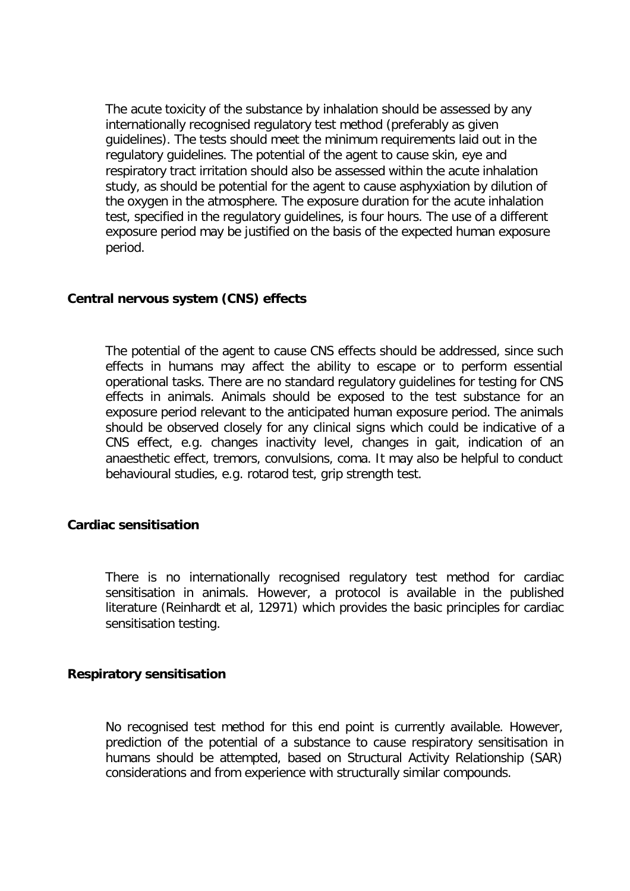The acute toxicity of the substance by inhalation should be assessed by any internationally recognised regulatory test method (preferably as given guidelines). The tests should meet the minimum requirements laid out in the regulatory guidelines. The potential of the agent to cause skin, eye and respiratory tract irritation should also be assessed within the acute inhalation study, as should be potential for the agent to cause asphyxiation by dilution of the oxygen in the atmosphere. The exposure duration for the acute inhalation test, specified in the regulatory guidelines, is four hours. The use of a different exposure period may be justified on the basis of the expected human exposure period.

**Central nervous system (CNS) effects**

The potential of the agent to cause CNS effects should be addressed, since such effects in humans may affect the ability to escape or to perform essential operational tasks. There are no standard regulatory guidelines for testing for CNS effects in animals. Animals should be exposed to the test substance for an exposure period relevant to the anticipated human exposure period. The animals should be observed closely for any clinical signs which could be indicative of a CNS effect, e.g. changes inactivity level, changes in gait, indication of an anaesthetic effect, tremors, convulsions, coma. It may also be helpful to conduct behavioural studies, e.g. rotarod test, grip strength test.

**Cardiac sensitisation**

There is no internationally recognised regulatory test method for cardiac sensitisation in animals. However, a protocol is available in the published literature (Reinhardt et al, 12971) which provides the basic principles for cardiac sensitisation testing.

**Respiratory sensitisation**

No recognised test method for this end point is currently available. However, prediction of the potential of a substance to cause respiratory sensitisation in humans should be attempted, based on Structural Activity Relationship (SAR) considerations and from experience with structurally similar compounds.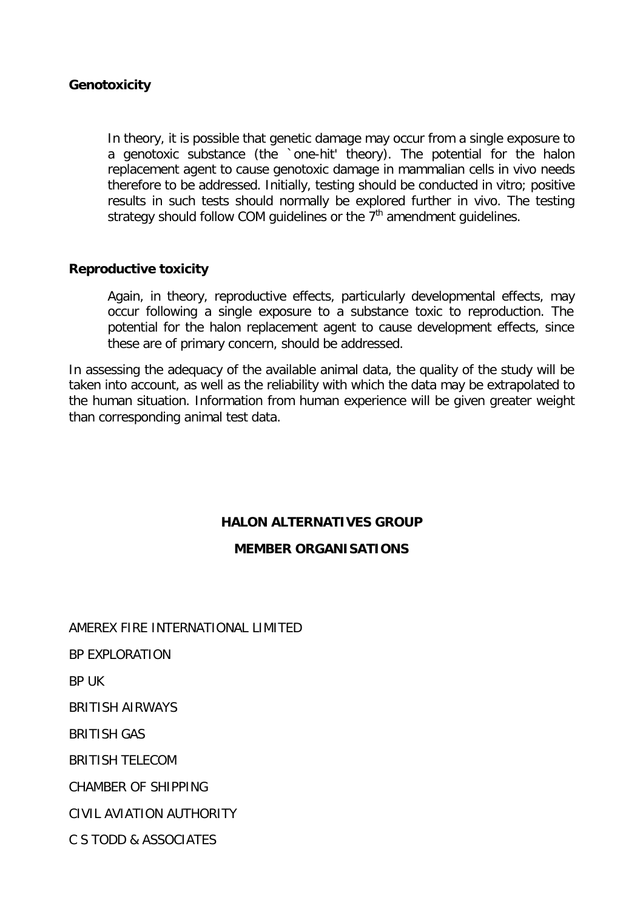**Genotoxicity**

> In theory, it is possible that genetic damage may occur from a single exposure to a genotoxic substance (the `one-hit' theory). The potential for the halon replacement agent to cause genotoxic damage in mammalian cells in vivo needs therefore to be addressed. Initially, testing should be conducted in vitro; positive results in such tests should normally be explored further in vivo. The testing strategy should follow COM guidelines or the $7^{th}$ amendment guidelines.

**Reproductive toxicity**

> Again, in theory, reproductive effects, particularly developmental effects, may occur following a single exposure to a substance toxic to reproduction. The potential for the halon replacement agent to cause development effects, since these are of primary concern, should be addressed.

In assessing the adequacy of the available animal data, the quality of the study will be taken into account, as well as the reliability with which the data may be extrapolated to the human situation. Information from human experience will be given greater weight than corresponding animal test data.

**HALON ALTERNATIVES GROUP**

**MEMBER ORGANISATIONS**

AMEREX FIRE INTERNATIONAL LIMITED

BP EXPLORATION

BP UK

BRITISH AIRWAYS

BRITISH GAS

BRITISH TELECOM

CHAMBER OF SHIPPING

CIVIL AVIATION AUTHORITY

C S TODD & ASSOCIATES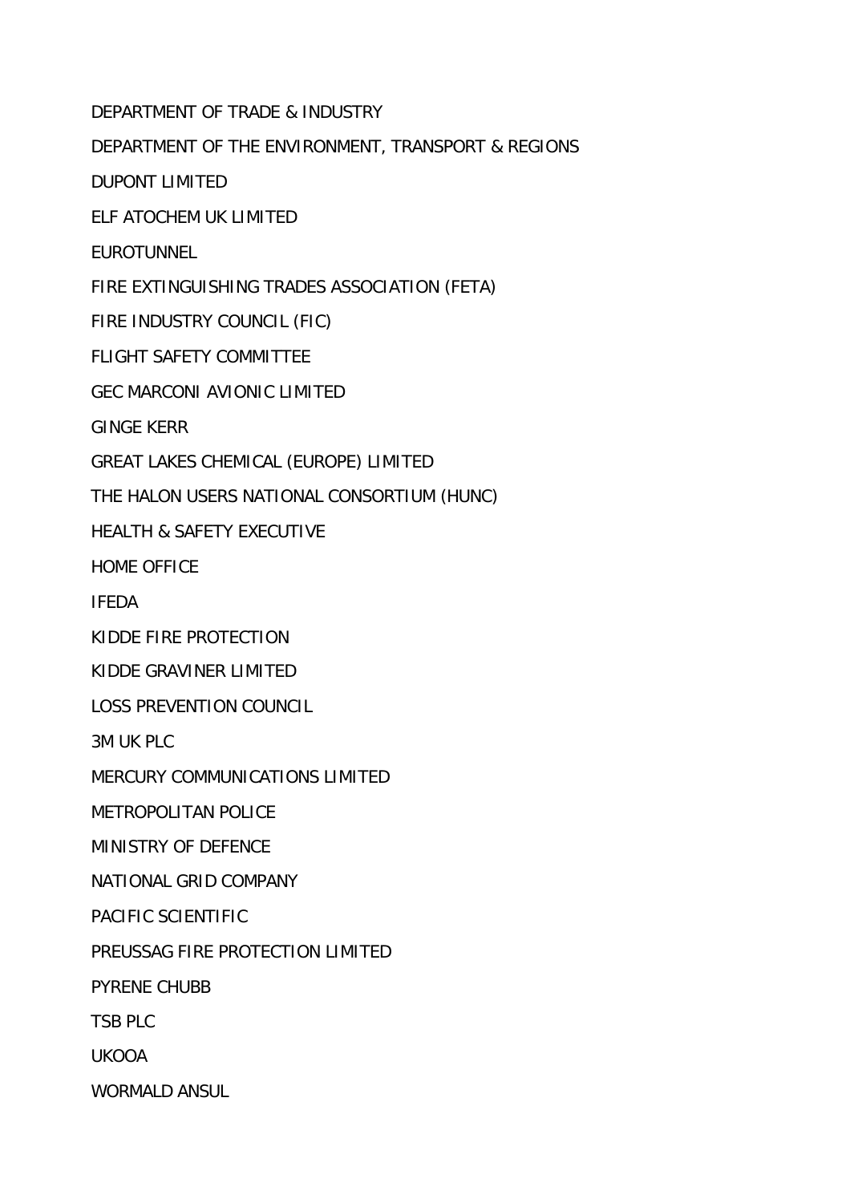DEPARTMENT OF TRADE & INDUSTRY

DEPARTMENT OF THE ENVIRONMENT, TRANSPORT & REGIONS

DUPONT LIMITED

ELF ATOCHEM UK LIMITED

EUROTUNNEL

FIRE EXTINGUISHING TRADES ASSOCIATION (FETA)

FIRE INDUSTRY COUNCIL (FIC)

FLIGHT SAFETY COMMITTEE

GEC MARCONI AVIONIC LIMITED

GINGE KERR

GREAT LAKES CHEMICAL (EUROPE) LIMITED

THE HALON USERS NATIONAL CONSORTIUM (HUNC)

HEALTH & SAFETY EXECUTIVE

HOME OFFICE

IFEDA

KIDDE FIRE PROTECTION

KIDDE GRAVINER LIMITED

LOSS PREVENTION COUNCIL

3M UK PLC

MERCURY COMMUNICATIONS LIMITED

METROPOLITAN POLICE

MINISTRY OF DEFENCE

NATIONAL GRID COMPANY

PACIFIC SCIENTIFIC

PREUSSAG FIRE PROTECTION LIMITED

PYRENE CHUBB

TSB PLC

UKOOA

WORMALD ANSUL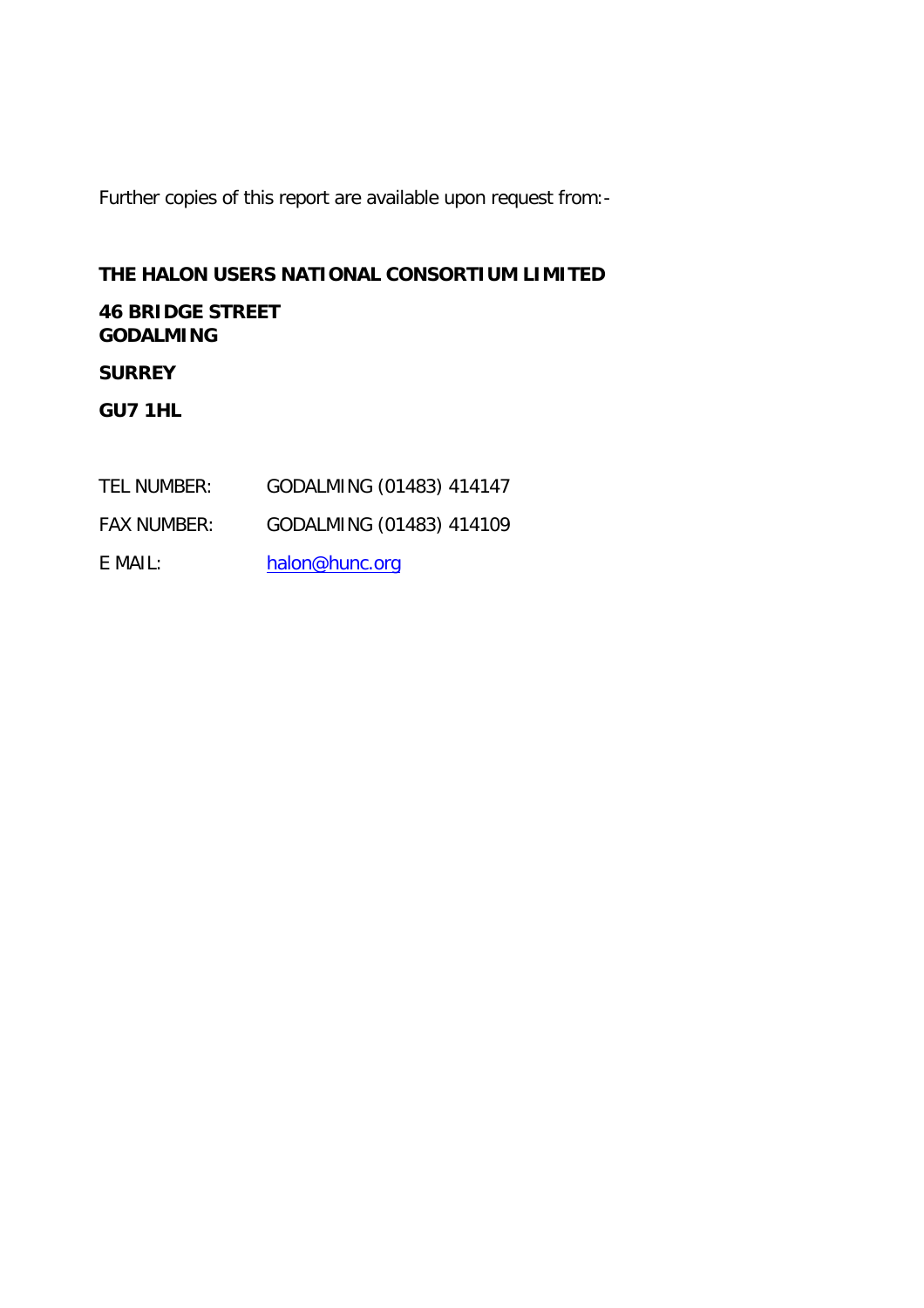Further copies of this report are available upon request from:-

**THE HALON USERS NATIONAL CONSORTIUM LIMITED**

**46 BRIDGE STREET**
**GODALMING**

**SURREY**

**GU7 1HL**

| | |
|---|---|
| TEL NUMBER: | GODALMING (01483) 414147 |
| FAX NUMBER: | GODALMING (01483) 414109 |
| E MAIL: | halon@hunc.org |